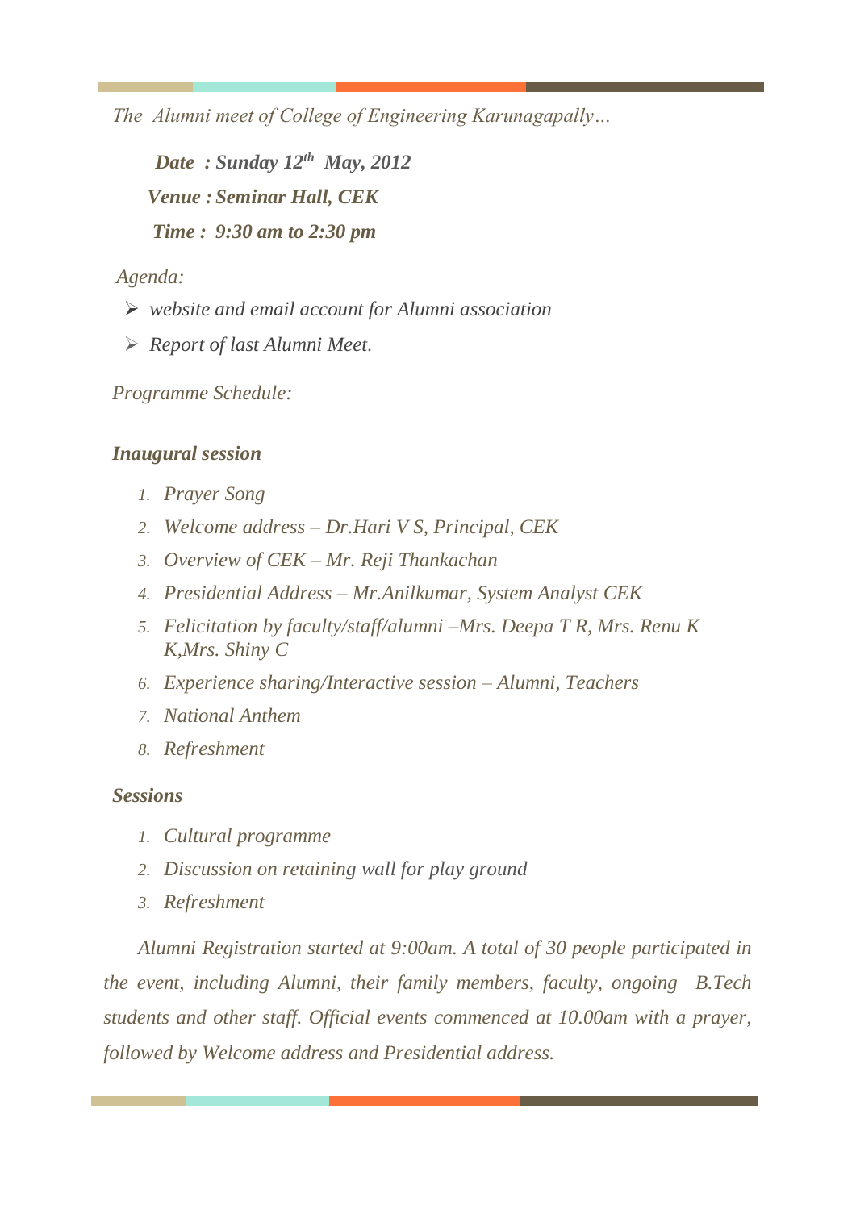*The Alumni meet of College of Engineering Karunagapally…*

***Date : Sunday 12$^{th}$ May, 2012***

***Venue : Seminar Hall, CEK***

***Time : 9:30 am to 2:30 pm***

*Agenda:*

- *website and email account for Alumni association*
- *Report of last Alumni Meet.*

*Programme Schedule:*

***Inaugural session***

1. *Prayer Song*
2. *Welcome address – Dr.Hari V S, Principal, CEK*
3. *Overview of CEK – Mr. Reji Thankachan*
4. *Presidential Address – Mr.Anilkumar, System Analyst CEK*
5. *Felicitation by faculty/staff/alumni –Mrs. Deepa T R, Mrs. Renu K K,Mrs. Shiny C*
6. *Experience sharing/Interactive session – Alumni, Teachers*
7. *National Anthem*
8. *Refreshment*

***Sessions***

1. *Cultural programme*
2. *Discussion on retaining wall for play ground*
3. *Refreshment*

*Alumni Registration started at 9:00am. A total of 30 people participated in the event, including Alumni, their family members, faculty, ongoing B.Tech students and other staff. Official events commenced at 10.00am with a prayer, followed by Welcome address and Presidential address.*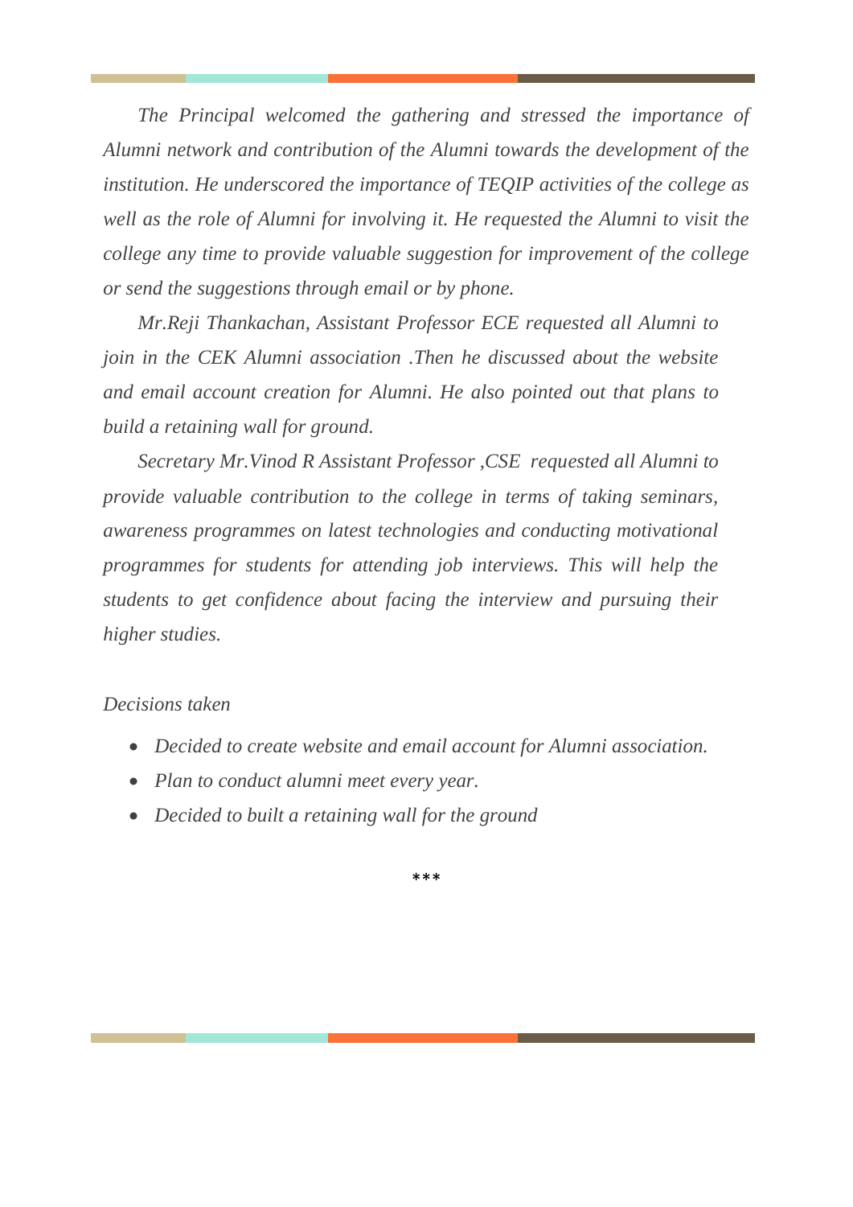*The Principal welcomed the gathering and stressed the importance of Alumni network and contribution of the Alumni towards the development of the institution. He underscored the importance of TEQIP activities of the college as well as the role of Alumni for involving it. He requested the Alumni to visit the college any time to provide valuable suggestion for improvement of the college or send the suggestions through email or by phone.*

*Mr.Reji Thankachan, Assistant Professor ECE requested all Alumni to join in the CEK Alumni association .Then he discussed about the website and email account creation for Alumni. He also pointed out that plans to build a retaining wall for ground.*

*Secretary Mr.Vinod R Assistant Professor ,CSE requested all Alumni to provide valuable contribution to the college in terms of taking seminars, awareness programmes on latest technologies and conducting motivational programmes for students for attending job interviews. This will help the students to get confidence about facing the interview and pursuing their higher studies.*

*Decisions taken*

- *Decided to create website and email account for Alumni association.*
- *Plan to conduct alumni meet every year.*
- *Decided to built a retaining wall for the ground*

***